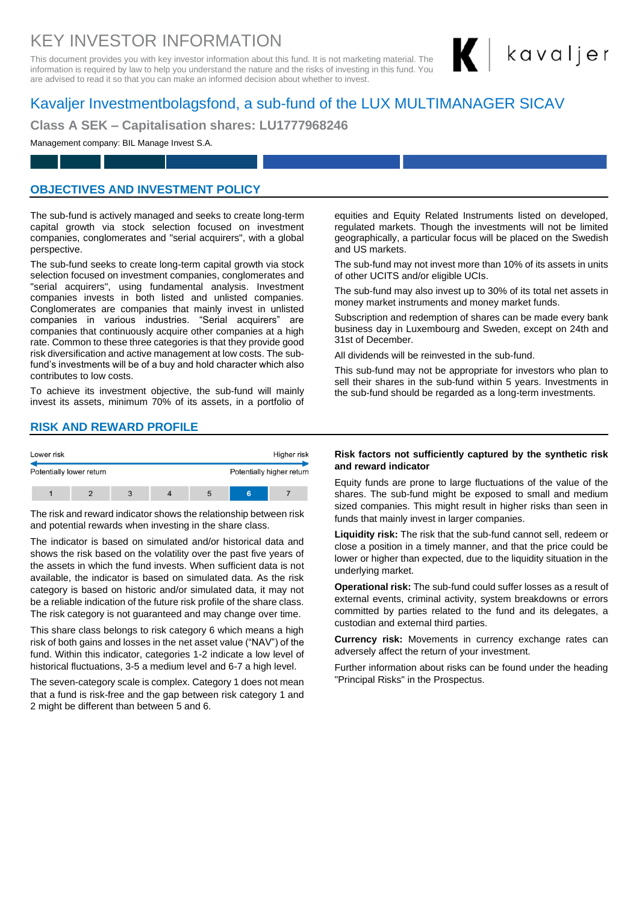# KEY INVESTOR INFORMATION

This document provides you with key investor information about this fund. It is not marketing material. The information is required by law to help you understand the nature and the risks of investing in this fund. You are advised to read it so that you can make an informed decision about whether to invest.

## Kavaljer Investmentbolagsfond, a sub-fund of the LUX MULTIMANAGER SICAV

### Class A SEK – Capitalisation shares: LU1777968246

Management company: BIL Manage Invest S.A.

## OBJECTIVES AND INVESTMENT POLICY

The sub-fund is actively managed and seeks to create long-term capital growth via stock selection focused on investment companies, conglomerates and "serial acquirers", with a global perspective.

The sub-fund seeks to create long-term capital growth via stock selection focused on investment companies, conglomerates and "serial acquirers", using fundamental analysis. Investment companies invests in both listed and unlisted companies. Conglomerates are companies that mainly invest in unlisted companies in various industries. "Serial acquirers" are companies that continuously acquire other companies at a high rate. Common to these three categories is that they provide good risk diversification and active management at low costs. The sub-fund's investments will be of a buy and hold character which also contributes to low costs.

To achieve its investment objective, the sub-fund will mainly invest its assets, minimum 70% of its assets, in a portfolio of equities and Equity Related Instruments listed on developed, regulated markets. Though the investments will not be limited geographically, a particular focus will be placed on the Swedish and US markets.

The sub-fund may not invest more than 10% of its assets in units of other UCITS and/or eligible UCIs.

The sub-fund may also invest up to 30% of its total net assets in money market instruments and money market funds.

Subscription and redemption of shares can be made every bank business day in Luxembourg and Sweden, except on 24th and 31st of December.

All dividends will be reinvested in the sub-fund.

This sub-fund may not be appropriate for investors who plan to sell their shares in the sub-fund within 5 years. Investments in the sub-fund should be regarded as a long-term investments.

## RISK AND REWARD PROFILE

| Lower risk | | | | | | Higher risk |
|---|---|---|---|---|---|---|
| Potentially lower return | | | | | | Potentially higher return |
| 1 | 2 | 3 | 4 | 5 | **6** | 7 |

The risk and reward indicator shows the relationship between risk and potential rewards when investing in the share class.

The indicator is based on simulated and/or historical data and shows the risk based on the volatility over the past five years of the assets in which the fund invests. When sufficient data is not available, the indicator is based on simulated data. As the risk category is based on historic and/or simulated data, it may not be a reliable indication of the future risk profile of the share class. The risk category is not guaranteed and may change over time.

This share class belongs to risk category 6 which means a high risk of both gains and losses in the net asset value ("NAV") of the fund. Within this indicator, categories 1-2 indicate a low level of historical fluctuations, 3-5 a medium level and 6-7 a high level.

The seven-category scale is complex. Category 1 does not mean that a fund is risk-free and the gap between risk category 1 and 2 might be different than between 5 and 6.

**Risk factors not sufficiently captured by the synthetic risk and reward indicator**

Equity funds are prone to large fluctuations of the value of the shares. The sub-fund might be exposed to small and medium sized companies. This might result in higher risks than seen in funds that mainly invest in larger companies.

**Liquidity risk:** The risk that the sub-fund cannot sell, redeem or close a position in a timely manner, and that the price could be lower or higher than expected, due to the liquidity situation in the underlying market.

**Operational risk:** The sub-fund could suffer losses as a result of external events, criminal activity, system breakdowns or errors committed by parties related to the fund and its delegates, a custodian and external third parties.

**Currency risk:** Movements in currency exchange rates can adversely affect the return of your investment.

Further information about risks can be found under the heading "Principal Risks" in the Prospectus.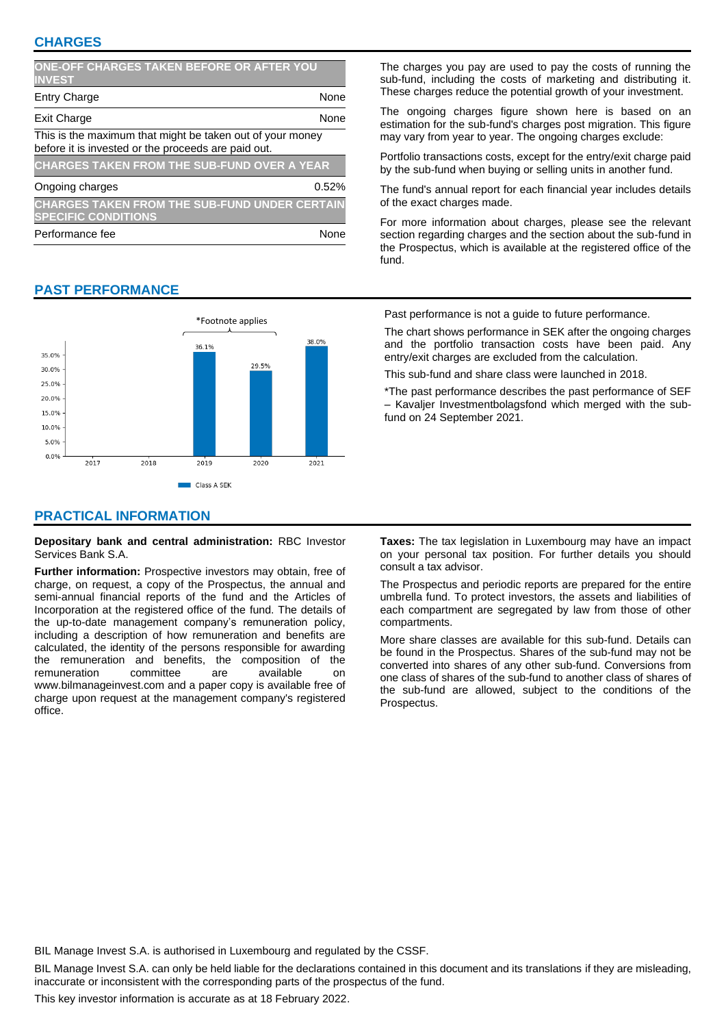## CHARGES

| ONE-OFF CHARGES TAKEN BEFORE OR AFTER YOU INVEST | |
|---|---|
| Entry Charge | None |
| Exit Charge | None |
| This is the maximum that might be taken out of your money before it is invested or the proceeds are paid out. | |
| **CHARGES TAKEN FROM THE SUB-FUND OVER A YEAR** | |
| Ongoing charges | 0.52% |
| **CHARGES TAKEN FROM THE SUB-FUND UNDER CERTAIN SPECIFIC CONDITIONS** | |
| Performance fee | None |

The charges you pay are used to pay the costs of running the sub-fund, including the costs of marketing and distributing it. These charges reduce the potential growth of your investment.

The ongoing charges figure shown here is based on an estimation for the sub-fund's charges post migration. This figure may vary from year to year. The ongoing charges exclude:

Portfolio transactions costs, except for the entry/exit charge paid by the sub-fund when buying or selling units in another fund.

The fund's annual report for each financial year includes details of the exact charges made.

For more information about charges, please see the relevant section regarding charges and the section about the sub-fund in the Prospectus, which is available at the registered office of the fund.

## PAST PERFORMANCE

*Footnote applies

35.0%
30.0%
25.0%
20.0%
15.0%
10.0%
5.0%
0.0%

2017 2018 2019 2020 2021

36.1% 29.5% 38.0%

Class A SEK

Past performance is not a guide to future performance.

The chart shows performance in SEK after the ongoing charges and the portfolio transaction costs have been paid. Any entry/exit charges are excluded from the calculation.

This sub-fund and share class were launched in 2018.

*The past performance describes the past performance of SEF – Kavaljer Investmentbolagsfond which merged with the sub-fund on 24 September 2021.

## PRACTICAL INFORMATION

**Depositary bank and central administration:** RBC Investor Services Bank S.A.

**Further information:** Prospective investors may obtain, free of charge, on request, a copy of the Prospectus, the annual and semi-annual financial reports of the fund and the Articles of Incorporation at the registered office of the fund. The details of the up-to-date management company's remuneration policy, including a description of how remuneration and benefits are calculated, the identity of the persons responsible for awarding the remuneration and benefits, the composition of the remuneration committee are available on www.bilmanageinvest.com and a paper copy is available free of charge upon request at the management company's registered office.

**Taxes:** The tax legislation in Luxembourg may have an impact on your personal tax position. For further details you should consult a tax advisor.

The Prospectus and periodic reports are prepared for the entire umbrella fund. To protect investors, the assets and liabilities of each compartment are segregated by law from those of other compartments.

More share classes are available for this sub-fund. Details can be found in the Prospectus. Shares of the sub-fund may not be converted into shares of any other sub-fund. Conversions from one class of shares of the sub-fund to another class of shares of the sub-fund are allowed, subject to the conditions of the Prospectus.

BIL Manage Invest S.A. is authorised in Luxembourg and regulated by the CSSF.

BIL Manage Invest S.A. can only be held liable for the declarations contained in this document and its translations if they are misleading, inaccurate or inconsistent with the corresponding parts of the prospectus of the fund.

This key investor information is accurate as at 18 February 2022.